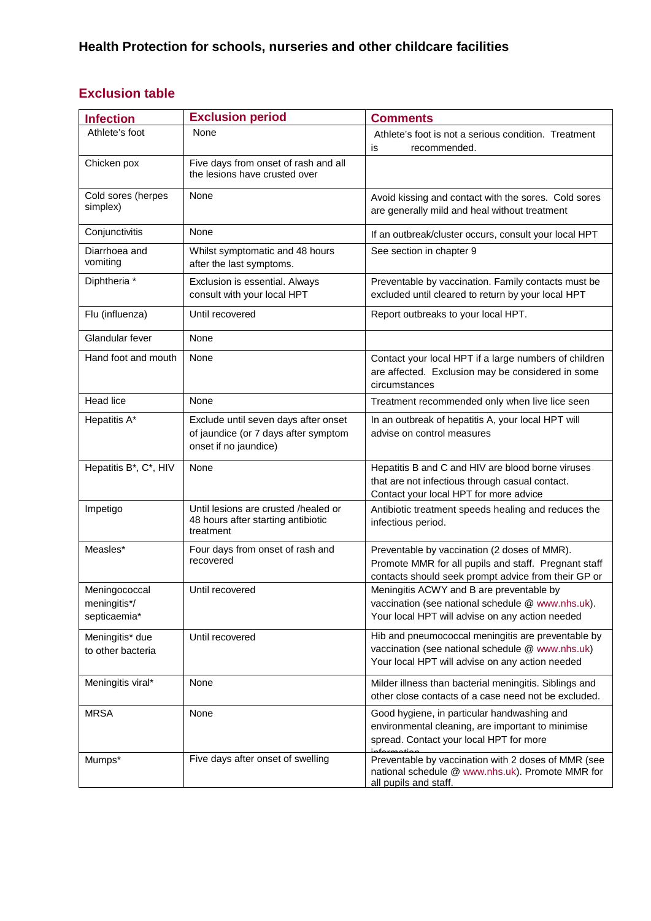# Health Protection for schools, nurseries and other childcare facilities

## Exclusion table

| Infection | Exclusion period | Comments |
| --- | --- | --- |
| Athlete's foot | None | Athlete's foot is not a serious condition. Treatment is recommended. |
| Chicken pox | Five days from onset of rash and all the lesions have crusted over | |
| Cold sores (herpes simplex) | None | Avoid kissing and contact with the sores. Cold sores are generally mild and heal without treatment |
| Conjunctivitis | None | If an outbreak/cluster occurs, consult your local HPT |
| Diarrhoea and vomiting | Whilst symptomatic and 48 hours after the last symptoms. | See section in chapter 9 |
| Diphtheria * | Exclusion is essential. Always consult with your local HPT | Preventable by vaccination. Family contacts must be excluded until cleared to return by your local HPT |
| Flu (influenza) | Until recovered | Report outbreaks to your local HPT. |
| Glandular fever | None | |
| Hand foot and mouth | None | Contact your local HPT if a large numbers of children are affected. Exclusion may be considered in some circumstances |
| Head lice | None | Treatment recommended only when live lice seen |
| Hepatitis A* | Exclude until seven days after onset of jaundice (or 7 days after symptom onset if no jaundice) | In an outbreak of hepatitis A, your local HPT will advise on control measures |
| Hepatitis B*, C*, HIV | None | Hepatitis B and C and HIV are blood borne viruses that are not infectious through casual contact. Contact your local HPT for more advice |
| Impetigo | Until lesions are crusted /healed or 48 hours after starting antibiotic treatment | Antibiotic treatment speeds healing and reduces the infectious period. |
| Measles* | Four days from onset of rash and recovered | Preventable by vaccination (2 doses of MMR). Promote MMR for all pupils and staff. Pregnant staff contacts should seek prompt advice from their GP or |
| Meningococcal meningitis*/ septicaemia* | Until recovered | Meningitis ACWY and B are preventable by vaccination (see national schedule @ www.nhs.uk). Your local HPT will advise on any action needed |
| Meningitis* due to other bacteria | Until recovered | Hib and pneumococcal meningitis are preventable by vaccination (see national schedule @ www.nhs.uk) Your local HPT will advise on any action needed |
| Meningitis viral* | None | Milder illness than bacterial meningitis. Siblings and other close contacts of a case need not be excluded. |
| MRSA | None | Good hygiene, in particular handwashing and environmental cleaning, are important to minimise spread. Contact your local HPT for more information |
| Mumps* | Five days after onset of swelling | Preventable by vaccination with 2 doses of MMR (see national schedule @ www.nhs.uk). Promote MMR for all pupils and staff. |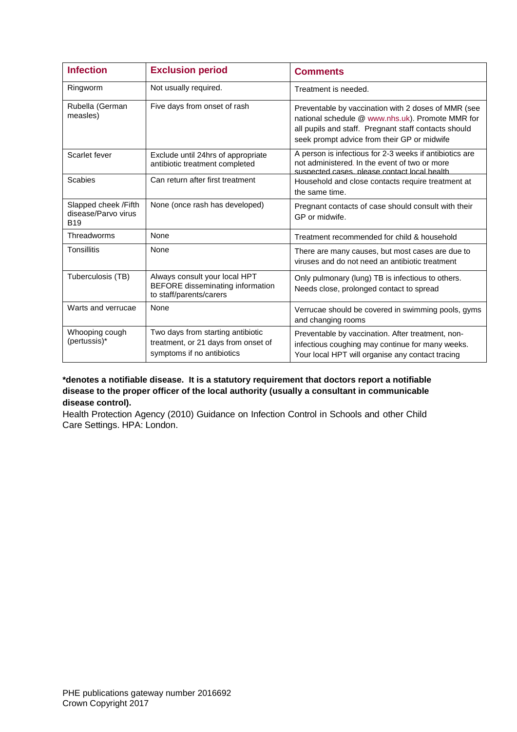| Infection | Exclusion period | Comments |
| --- | --- | --- |
| Ringworm | Not usually required. | Treatment is needed. |
| Rubella (German measles) | Five days from onset of rash | Preventable by vaccination with 2 doses of MMR (see national schedule @ www.nhs.uk). Promote MMR for all pupils and staff. Pregnant staff contacts should seek prompt advice from their GP or midwife |
| Scarlet fever | Exclude until 24hrs of appropriate antibiotic treatment completed | A person is infectious for 2-3 weeks if antibiotics are not administered. In the event of two or more suspected cases, please contact local health |
| Scabies | Can return after first treatment | Household and close contacts require treatment at the same time. |
| Slapped cheek /Fifth disease/Parvo virus B19 | None (once rash has developed) | Pregnant contacts of case should consult with their GP or midwife. |
| Threadworms | None | Treatment recommended for child & household |
| Tonsillitis | None | There are many causes, but most cases are due to viruses and do not need an antibiotic treatment |
| Tuberculosis (TB) | Always consult your local HPT BEFORE disseminating information to staff/parents/carers | Only pulmonary (lung) TB is infectious to others. Needs close, prolonged contact to spread |
| Warts and verrucae | None | Verrucae should be covered in swimming pools, gyms and changing rooms |
| Whooping cough (pertussis)* | Two days from starting antibiotic treatment, or 21 days from onset of symptoms if no antibiotics | Preventable by vaccination. After treatment, non-infectious coughing may continue for many weeks. Your local HPT will organise any contact tracing |

**\*denotes a notifiable disease. It is a statutory requirement that doctors report a notifiable disease to the proper officer of the local authority (usually a consultant in communicable disease control).**

Health Protection Agency (2010) Guidance on Infection Control in Schools and other Child Care Settings. HPA: London.

PHE publications gateway number 2016692
Crown Copyright 2017